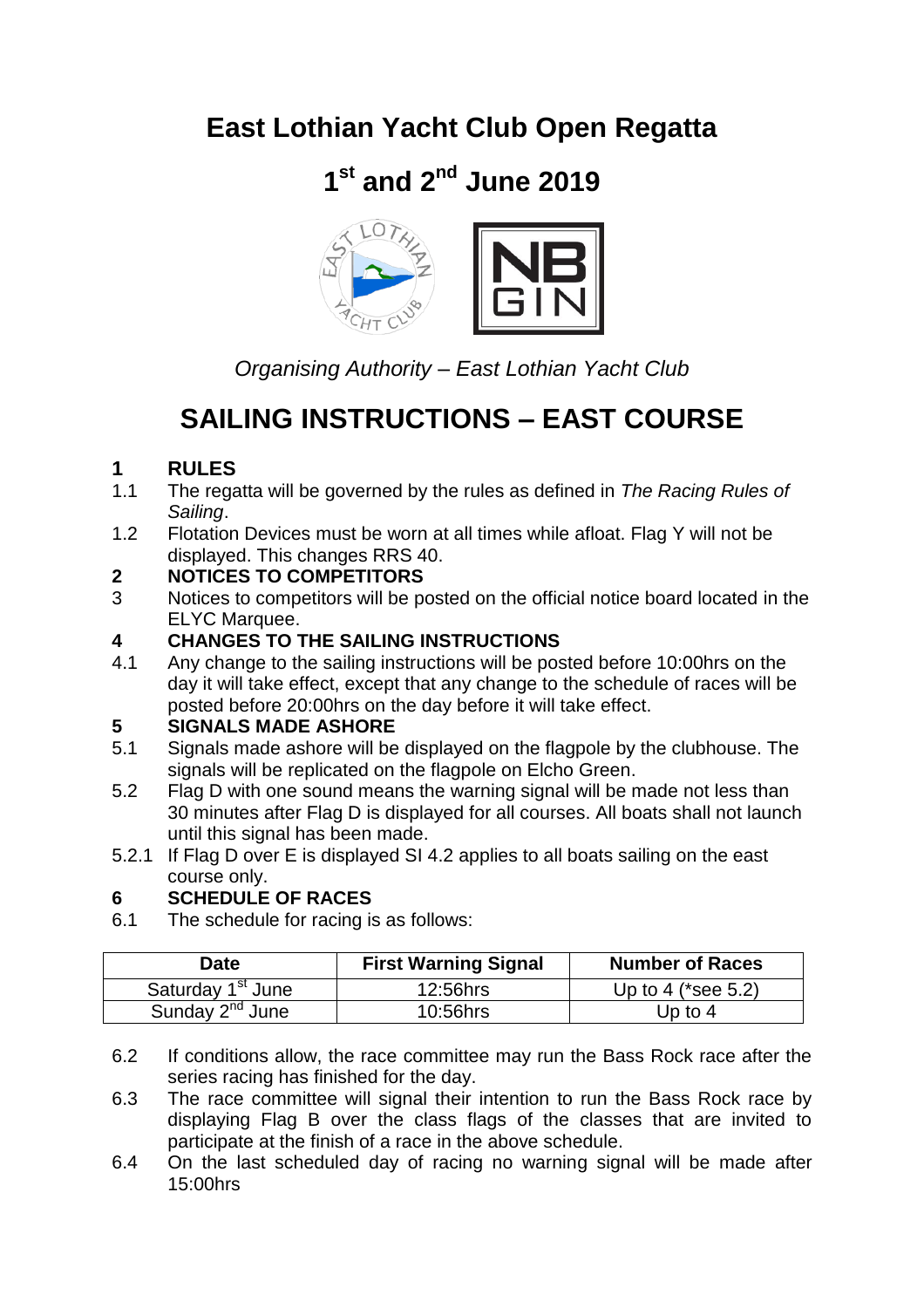# East Lothian Yacht Club Open Regatta

## 1st and 2nd June 2019

*Organising Authority – East Lothian Yacht Club*

# SAILING INSTRUCTIONS – EAST COURSE

**1 RULES**

1.1 The regatta will be governed by the rules as defined in *The Racing Rules of Sailing*.

1.2 Flotation Devices must be worn at all times while afloat. Flag Y will not be displayed. This changes RRS 40.

**2 NOTICES TO COMPETITORS**

3 Notices to competitors will be posted on the official notice board located in the ELYC Marquee.

**4 CHANGES TO THE SAILING INSTRUCTIONS**

4.1 Any change to the sailing instructions will be posted before 10:00hrs on the day it will take effect, except that any change to the schedule of races will be posted before 20:00hrs on the day before it will take effect.

**5 SIGNALS MADE ASHORE**

5.1 Signals made ashore will be displayed on the flagpole by the clubhouse. The signals will be replicated on the flagpole on Elcho Green.

5.2 Flag D with one sound means the warning signal will be made not less than 30 minutes after Flag D is displayed for all courses. All boats shall not launch until this signal has been made.

5.2.1 If Flag D over E is displayed SI 4.2 applies to all boats sailing on the east course only.

**6 SCHEDULE OF RACES**

6.1 The schedule for racing is as follows:

| Date | First Warning Signal | Number of Races |
|---|---|---|
| Saturday 1st June | 12:56hrs | Up to 4 (*see 5.2) |
| Sunday 2nd June | 10:56hrs | Up to 4 |

6.2 If conditions allow, the race committee may run the Bass Rock race after the series racing has finished for the day.

6.3 The race committee will signal their intention to run the Bass Rock race by displaying Flag B over the class flags of the classes that are invited to participate at the finish of a race in the above schedule.

6.4 On the last scheduled day of racing no warning signal will be made after 15:00hrs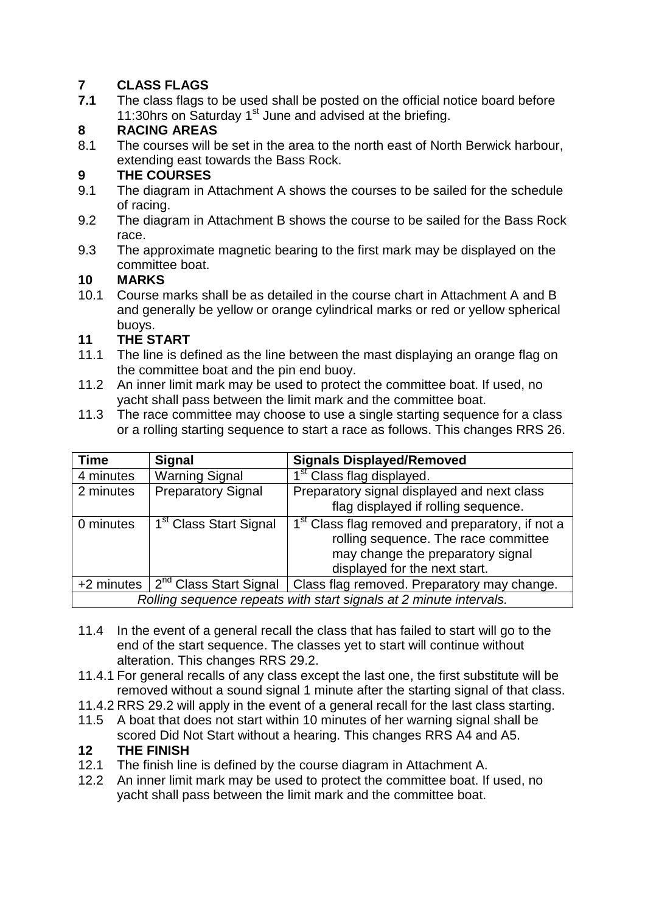## 7 CLASS FLAGS

**7.1** The class flags to be used shall be posted on the official notice board before 11:30hrs on Saturday 1st June and advised at the briefing.

## 8 RACING AREAS

8.1 The courses will be set in the area to the north east of North Berwick harbour, extending east towards the Bass Rock.

## 9 THE COURSES

9.1 The diagram in Attachment A shows the courses to be sailed for the schedule of racing.

9.2 The diagram in Attachment B shows the course to be sailed for the Bass Rock race.

9.3 The approximate magnetic bearing to the first mark may be displayed on the committee boat.

## 10 MARKS

10.1 Course marks shall be as detailed in the course chart in Attachment A and B and generally be yellow or orange cylindrical marks or red or yellow spherical buoys.

## 11 THE START

11.1 The line is defined as the line between the mast displaying an orange flag on the committee boat and the pin end buoy.

11.2 An inner limit mark may be used to protect the committee boat. If used, no yacht shall pass between the limit mark and the committee boat.

11.3 The race committee may choose to use a single starting sequence for a class or a rolling starting sequence to start a race as follows. This changes RRS 26.

| Time | Signal | Signals Displayed/Removed |
|---|---|---|
| 4 minutes | Warning Signal | 1st Class flag displayed. |
| 2 minutes | Preparatory Signal | Preparatory signal displayed and next class flag displayed if rolling sequence. |
| 0 minutes | 1st Class Start Signal | 1st Class flag removed and preparatory, if not a rolling sequence. The race committee may change the preparatory signal displayed for the next start. |
| +2 minutes | 2nd Class Start Signal | Class flag removed. Preparatory may change. |
| *Rolling sequence repeats with start signals at 2 minute intervals.* | | |

11.4 In the event of a general recall the class that has failed to start will go to the end of the start sequence. The classes yet to start will continue without alteration. This changes RRS 29.2.

11.4.1 For general recalls of any class except the last one, the first substitute will be removed without a sound signal 1 minute after the starting signal of that class.

11.4.2 RRS 29.2 will apply in the event of a general recall for the last class starting.

11.5 A boat that does not start within 10 minutes of her warning signal shall be scored Did Not Start without a hearing. This changes RRS A4 and A5.

## 12 THE FINISH

12.1 The finish line is defined by the course diagram in Attachment A.

12.2 An inner limit mark may be used to protect the committee boat. If used, no yacht shall pass between the limit mark and the committee boat.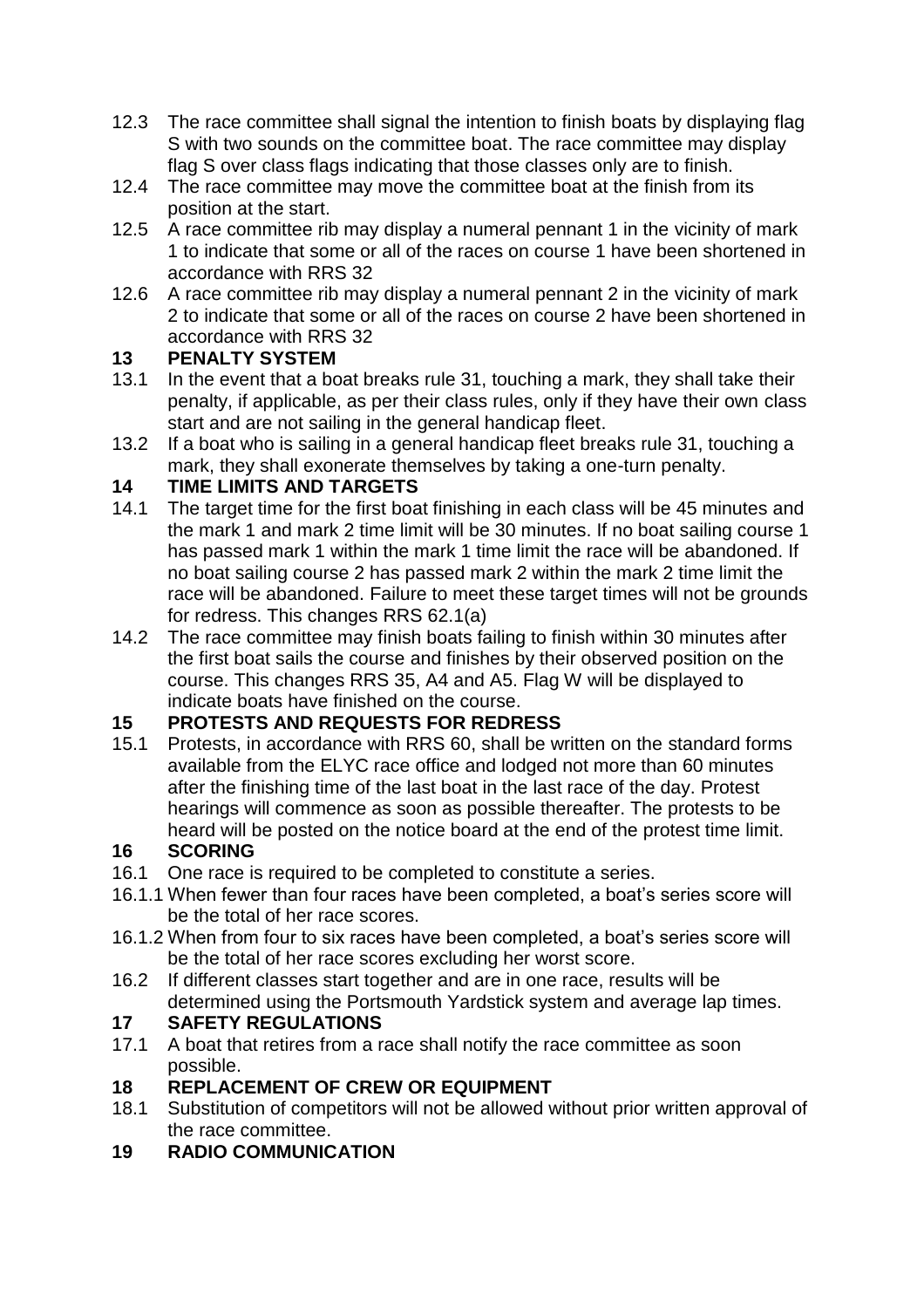12.3 The race committee shall signal the intention to finish boats by displaying flag S with two sounds on the committee boat. The race committee may display flag S over class flags indicating that those classes only are to finish.

12.4 The race committee may move the committee boat at the finish from its position at the start.

12.5 A race committee rib may display a numeral pennant 1 in the vicinity of mark 1 to indicate that some or all of the races on course 1 have been shortened in accordance with RRS 32

12.6 A race committee rib may display a numeral pennant 2 in the vicinity of mark 2 to indicate that some or all of the races on course 2 have been shortened in accordance with RRS 32

## 13 PENALTY SYSTEM

13.1 In the event that a boat breaks rule 31, touching a mark, they shall take their penalty, if applicable, as per their class rules, only if they have their own class start and are not sailing in the general handicap fleet.

13.2 If a boat who is sailing in a general handicap fleet breaks rule 31, touching a mark, they shall exonerate themselves by taking a one-turn penalty.

## 14 TIME LIMITS AND TARGETS

14.1 The target time for the first boat finishing in each class will be 45 minutes and the mark 1 and mark 2 time limit will be 30 minutes. If no boat sailing course 1 has passed mark 1 within the mark 1 time limit the race will be abandoned. If no boat sailing course 2 has passed mark 2 within the mark 2 time limit the race will be abandoned. Failure to meet these target times will not be grounds for redress. This changes RRS 62.1(a)

14.2 The race committee may finish boats failing to finish within 30 minutes after the first boat sails the course and finishes by their observed position on the course. This changes RRS 35, A4 and A5. Flag W will be displayed to indicate boats have finished on the course.

## 15 PROTESTS AND REQUESTS FOR REDRESS

15.1 Protests, in accordance with RRS 60, shall be written on the standard forms available from the ELYC race office and lodged not more than 60 minutes after the finishing time of the last boat in the last race of the day. Protest hearings will commence as soon as possible thereafter. The protests to be heard will be posted on the notice board at the end of the protest time limit.

## 16 SCORING

16.1 One race is required to be completed to constitute a series.

16.1.1 When fewer than four races have been completed, a boat's series score will be the total of her race scores.

16.1.2 When from four to six races have been completed, a boat's series score will be the total of her race scores excluding her worst score.

16.2 If different classes start together and are in one race, results will be determined using the Portsmouth Yardstick system and average lap times.

## 17 SAFETY REGULATIONS

17.1 A boat that retires from a race shall notify the race committee as soon possible.

## 18 REPLACEMENT OF CREW OR EQUIPMENT

18.1 Substitution of competitors will not be allowed without prior written approval of the race committee.

## 19 RADIO COMMUNICATION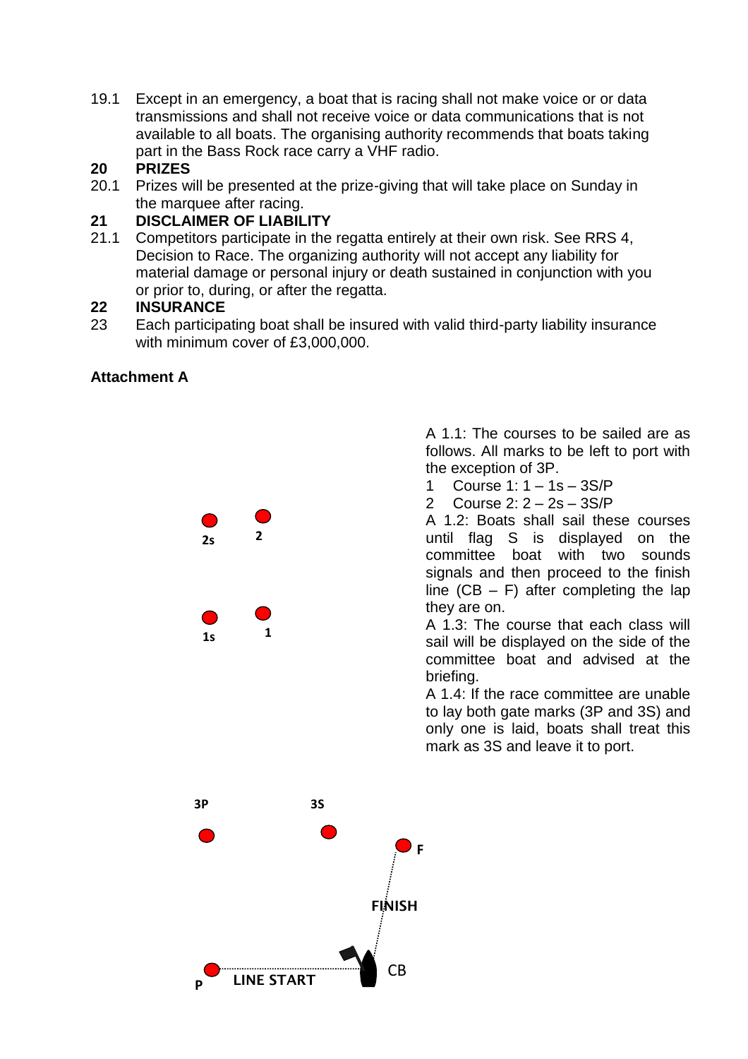19.1 Except in an emergency, a boat that is racing shall not make voice or or data transmissions and shall not receive voice or data communications that is not available to all boats. The organising authority recommends that boats taking part in the Bass Rock race carry a VHF radio.

**20 PRIZES**

20.1 Prizes will be presented at the prize-giving that will take place on Sunday in the marquee after racing.

**21 DISCLAIMER OF LIABILITY**

21.1 Competitors participate in the regatta entirely at their own risk. See RRS 4, Decision to Race. The organizing authority will not accept any liability for material damage or personal injury or death sustained in conjunction with you or prior to, during, or after the regatta.

**22 INSURANCE**

23 Each participating boat shall be insured with valid third-party liability insurance with minimum cover of £3,000,000.

**Attachment A**

2s 2

1s 1

3P 3S

F

FINISH

P LINE START CB

A 1.1: The courses to be sailed are as follows. All marks to be left to port with the exception of 3P.

1 Course 1: 1 – 1s – 3S/P
2 Course 2: 2 – 2s – 3S/P

A 1.2: Boats shall sail these courses until flag S is displayed on the committee boat with two sounds signals and then proceed to the finish line (CB – F) after completing the lap they are on.

A 1.3: The course that each class will sail will be displayed on the side of the committee boat and advised at the briefing.

A 1.4: If the race committee are unable to lay both gate marks (3P and 3S) and only one is laid, boats shall treat this mark as 3S and leave it to port.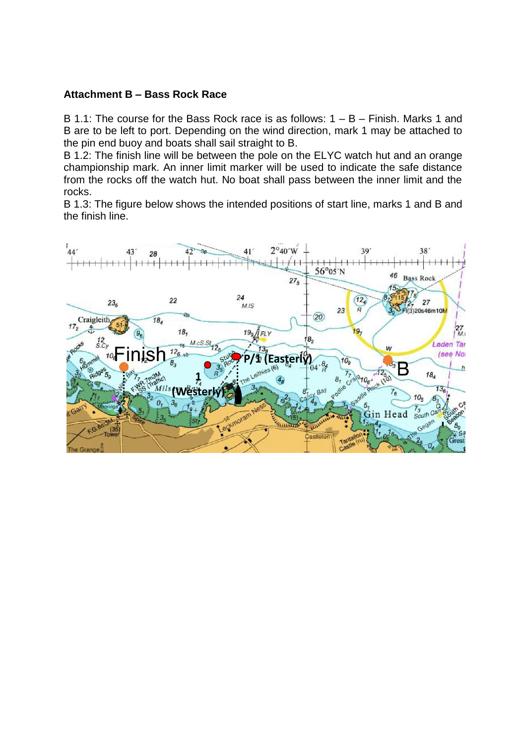**Attachment B – Bass Rock Race**

B 1.1: The course for the Bass Rock race is as follows: 1 – B – Finish. Marks 1 and B are to be left to port. Depending on the wind direction, mark 1 may be attached to the pin end buoy and boats shall sail straight to B.

B 1.2: The finish line will be between the pole on the ELYC watch hut and an orange championship mark. An inner limit marker will be used to indicate the safe distance from the rocks off the watch hut. No boat shall pass between the inner limit and the rocks.

B 1.3: The figure below shows the intended positions of start line, marks 1 and B and the finish line.

Finish

1 (Westerly)

P/1 (Easterly)

B

Bass Rock

Craigleith

Gin Head